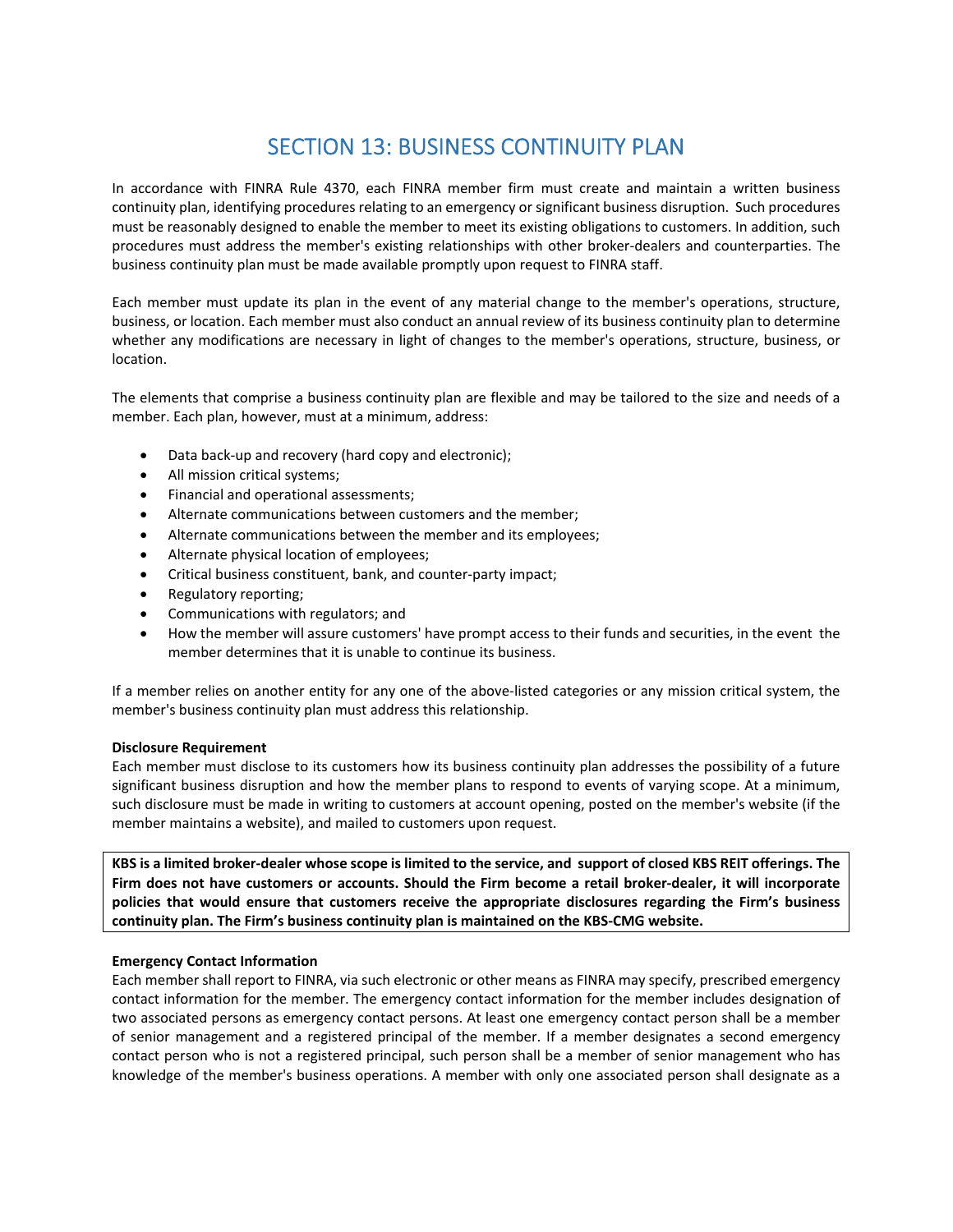# SECTION 13: BUSINESS CONTINUITY PLAN

In accordance with FINRA Rule 4370, each FINRA member firm must create and maintain a written business continuity plan, identifying procedures relating to an emergency or significant business disruption. Such procedures must be reasonably designed to enable the member to meet its existing obligations to customers. In addition, such procedures must address the member's existing relationships with other broker-dealers and counterparties. The business continuity plan must be made available promptly upon request to FINRA staff.

Each member must update its plan in the event of any material change to the member's operations, structure, business, or location. Each member must also conduct an annual review of its business continuity plan to determine whether any modifications are necessary in light of changes to the member's operations, structure, business, or location.

The elements that comprise a business continuity plan are flexible and may be tailored to the size and needs of a member. Each plan, however, must at a minimum, address:

- Data back-up and recovery (hard copy and electronic);
- All mission critical systems;
- Financial and operational assessments;
- Alternate communications between customers and the member;
- Alternate communications between the member and its employees;
- Alternate physical location of employees;
- Critical business constituent, bank, and counter-party impact;
- Regulatory reporting;
- Communications with regulators; and
- How the member will assure customers' have prompt access to their funds and securities, in the event the member determines that it is unable to continue its business.

If a member relies on another entity for any one of the above-listed categories or any mission critical system, the member's business continuity plan must address this relationship.

**Disclosure Requirement**

Each member must disclose to its customers how its business continuity plan addresses the possibility of a future significant business disruption and how the member plans to respond to events of varying scope. At a minimum, such disclosure must be made in writing to customers at account opening, posted on the member's website (if the member maintains a website), and mailed to customers upon request.

**KBS is a limited broker-dealer whose scope is limited to the service, and support of closed KBS REIT offerings. The Firm does not have customers or accounts. Should the Firm become a retail broker-dealer, it will incorporate policies that would ensure that customers receive the appropriate disclosures regarding the Firm's business continuity plan. The Firm's business continuity plan is maintained on the KBS-CMG website.**

**Emergency Contact Information**

Each member shall report to FINRA, via such electronic or other means as FINRA may specify, prescribed emergency contact information for the member. The emergency contact information for the member includes designation of two associated persons as emergency contact persons. At least one emergency contact person shall be a member of senior management and a registered principal of the member. If a member designates a second emergency contact person who is not a registered principal, such person shall be a member of senior management who has knowledge of the member's business operations. A member with only one associated person shall designate as a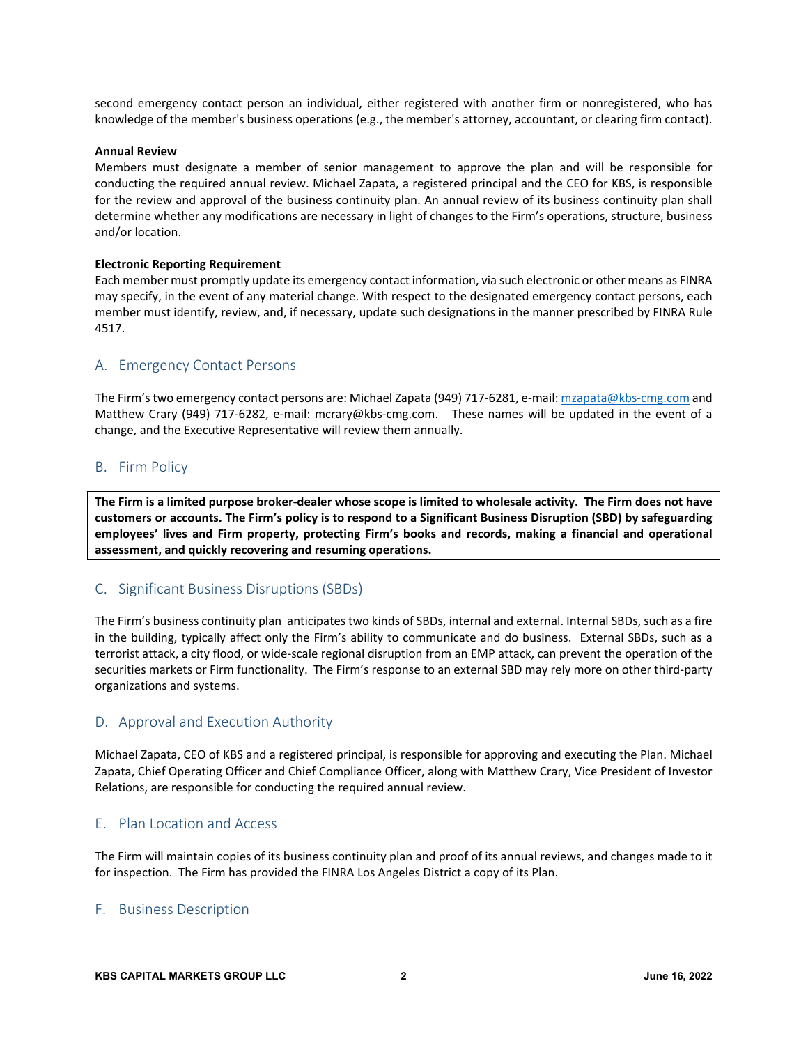second emergency contact person an individual, either registered with another firm or nonregistered, who has knowledge of the member's business operations (e.g., the member's attorney, accountant, or clearing firm contact).

**Annual Review**

Members must designate a member of senior management to approve the plan and will be responsible for conducting the required annual review. Michael Zapata, a registered principal and the CEO for KBS, is responsible for the review and approval of the business continuity plan. An annual review of its business continuity plan shall determine whether any modifications are necessary in light of changes to the Firm's operations, structure, business and/or location.

**Electronic Reporting Requirement**

Each member must promptly update its emergency contact information, via such electronic or other means as FINRA may specify, in the event of any material change. With respect to the designated emergency contact persons, each member must identify, review, and, if necessary, update such designations in the manner prescribed by FINRA Rule 4517.

## A. Emergency Contact Persons

The Firm's two emergency contact persons are: Michael Zapata (949) 717-6281, e-mail: mzapata@kbs-cmg.com and Matthew Crary (949) 717-6282, e-mail: mcrary@kbs-cmg.com. These names will be updated in the event of a change, and the Executive Representative will review them annually.

## B. Firm Policy

**The Firm is a limited purpose broker-dealer whose scope is limited to wholesale activity. The Firm does not have customers or accounts. The Firm's policy is to respond to a Significant Business Disruption (SBD) by safeguarding employees' lives and Firm property, protecting Firm's books and records, making a financial and operational assessment, and quickly recovering and resuming operations.**

## C. Significant Business Disruptions (SBDs)

The Firm's business continuity plan anticipates two kinds of SBDs, internal and external. Internal SBDs, such as a fire in the building, typically affect only the Firm's ability to communicate and do business. External SBDs, such as a terrorist attack, a city flood, or wide-scale regional disruption from an EMP attack, can prevent the operation of the securities markets or Firm functionality. The Firm's response to an external SBD may rely more on other third-party organizations and systems.

## D. Approval and Execution Authority

Michael Zapata, CEO of KBS and a registered principal, is responsible for approving and executing the Plan. Michael Zapata, Chief Operating Officer and Chief Compliance Officer, along with Matthew Crary, Vice President of Investor Relations, are responsible for conducting the required annual review.

## E. Plan Location and Access

The Firm will maintain copies of its business continuity plan and proof of its annual reviews, and changes made to it for inspection. The Firm has provided the FINRA Los Angeles District a copy of its Plan.

## F. Business Description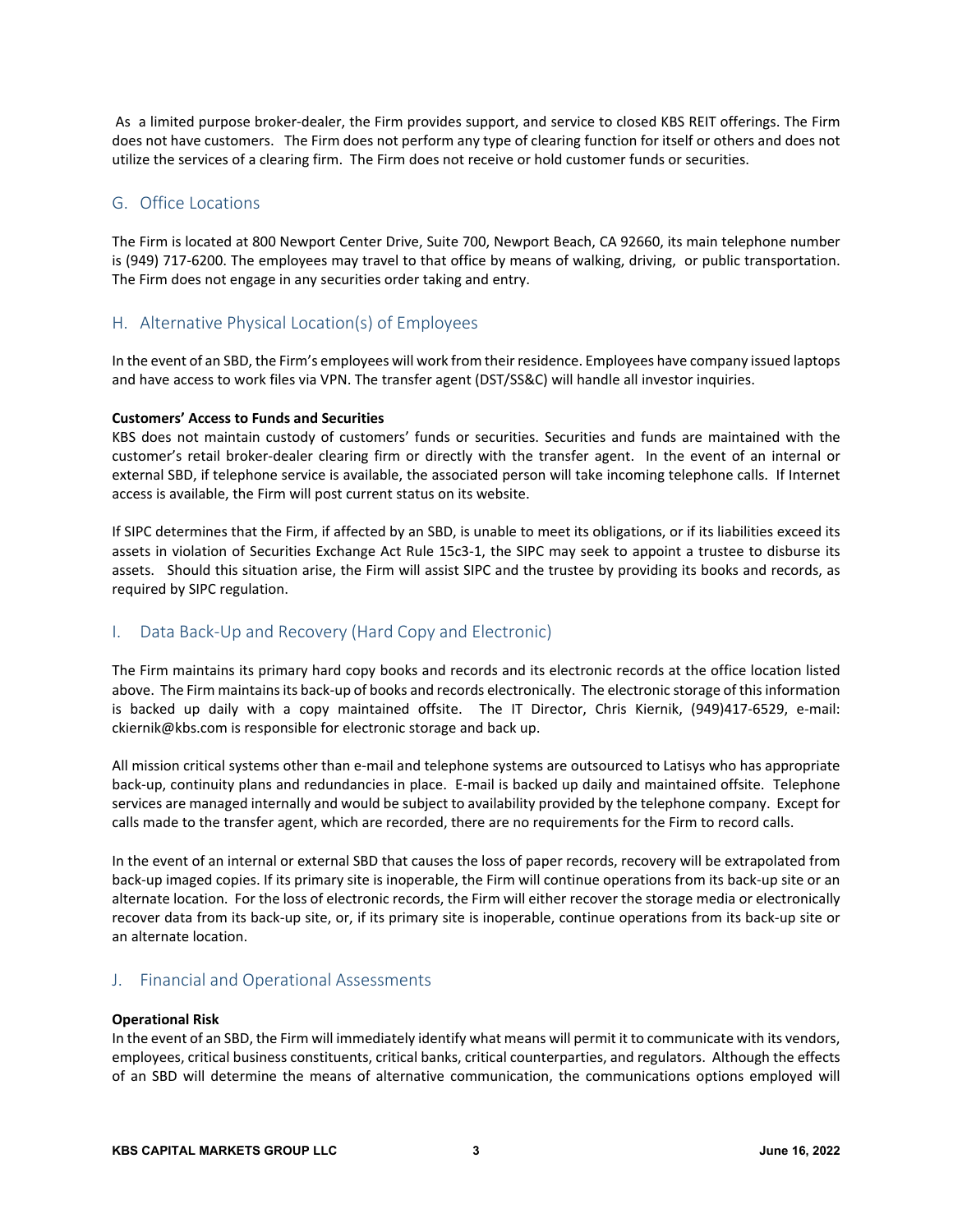As a limited purpose broker-dealer, the Firm provides support, and service to closed KBS REIT offerings. The Firm does not have customers. The Firm does not perform any type of clearing function for itself or others and does not utilize the services of a clearing firm. The Firm does not receive or hold customer funds or securities.

## G. Office Locations

The Firm is located at 800 Newport Center Drive, Suite 700, Newport Beach, CA 92660, its main telephone number is (949) 717-6200. The employees may travel to that office by means of walking, driving, or public transportation. The Firm does not engage in any securities order taking and entry.

## H. Alternative Physical Location(s) of Employees

In the event of an SBD, the Firm's employees will work from their residence. Employees have company issued laptops and have access to work files via VPN. The transfer agent (DST/SS&C) will handle all investor inquiries.

**Customers' Access to Funds and Securities**

KBS does not maintain custody of customers' funds or securities. Securities and funds are maintained with the customer's retail broker-dealer clearing firm or directly with the transfer agent. In the event of an internal or external SBD, if telephone service is available, the associated person will take incoming telephone calls. If Internet access is available, the Firm will post current status on its website.

If SIPC determines that the Firm, if affected by an SBD, is unable to meet its obligations, or if its liabilities exceed its assets in violation of Securities Exchange Act Rule 15c3-1, the SIPC may seek to appoint a trustee to disburse its assets. Should this situation arise, the Firm will assist SIPC and the trustee by providing its books and records, as required by SIPC regulation.

## I. Data Back-Up and Recovery (Hard Copy and Electronic)

The Firm maintains its primary hard copy books and records and its electronic records at the office location listed above. The Firm maintains its back-up of books and records electronically. The electronic storage of this information is backed up daily with a copy maintained offsite. The IT Director, Chris Kiernik, (949)417-6529, e-mail: ckiernik@kbs.com is responsible for electronic storage and back up.

All mission critical systems other than e-mail and telephone systems are outsourced to Latisys who has appropriate back-up, continuity plans and redundancies in place. E-mail is backed up daily and maintained offsite. Telephone services are managed internally and would be subject to availability provided by the telephone company. Except for calls made to the transfer agent, which are recorded, there are no requirements for the Firm to record calls.

In the event of an internal or external SBD that causes the loss of paper records, recovery will be extrapolated from back-up imaged copies. If its primary site is inoperable, the Firm will continue operations from its back-up site or an alternate location. For the loss of electronic records, the Firm will either recover the storage media or electronically recover data from its back-up site, or, if its primary site is inoperable, continue operations from its back-up site or an alternate location.

## J. Financial and Operational Assessments

**Operational Risk**

In the event of an SBD, the Firm will immediately identify what means will permit it to communicate with its vendors, employees, critical business constituents, critical banks, critical counterparties, and regulators. Although the effects of an SBD will determine the means of alternative communication, the communications options employed will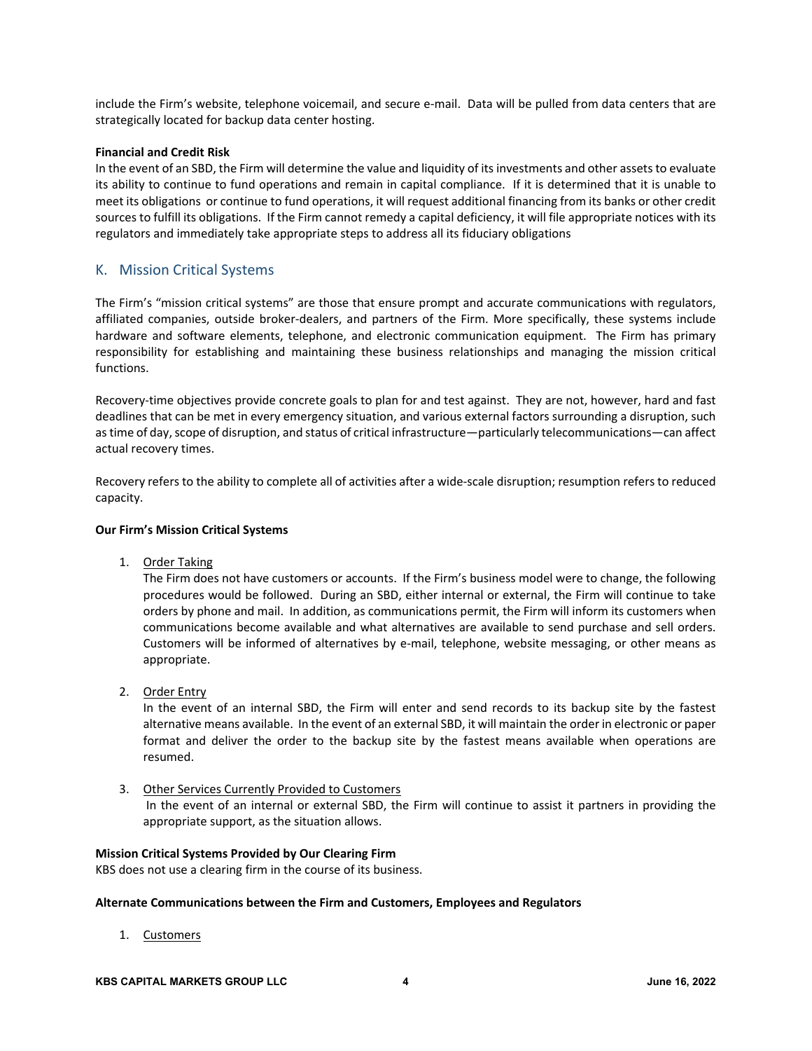include the Firm's website, telephone voicemail, and secure e-mail. Data will be pulled from data centers that are strategically located for backup data center hosting.

**Financial and Credit Risk**

In the event of an SBD, the Firm will determine the value and liquidity of its investments and other assets to evaluate its ability to continue to fund operations and remain in capital compliance. If it is determined that it is unable to meet its obligations or continue to fund operations, it will request additional financing from its banks or other credit sources to fulfill its obligations. If the Firm cannot remedy a capital deficiency, it will file appropriate notices with its regulators and immediately take appropriate steps to address all its fiduciary obligations

## K. Mission Critical Systems

The Firm's "mission critical systems" are those that ensure prompt and accurate communications with regulators, affiliated companies, outside broker-dealers, and partners of the Firm. More specifically, these systems include hardware and software elements, telephone, and electronic communication equipment. The Firm has primary responsibility for establishing and maintaining these business relationships and managing the mission critical functions.

Recovery-time objectives provide concrete goals to plan for and test against. They are not, however, hard and fast deadlines that can be met in every emergency situation, and various external factors surrounding a disruption, such as time of day, scope of disruption, and status of critical infrastructure—particularly telecommunications—can affect actual recovery times.

Recovery refers to the ability to complete all of activities after a wide-scale disruption; resumption refers to reduced capacity.

**Our Firm's Mission Critical Systems**

1. Order Taking
   The Firm does not have customers or accounts. If the Firm's business model were to change, the following procedures would be followed. During an SBD, either internal or external, the Firm will continue to take orders by phone and mail. In addition, as communications permit, the Firm will inform its customers when communications become available and what alternatives are available to send purchase and sell orders. Customers will be informed of alternatives by e-mail, telephone, website messaging, or other means as appropriate.

2. Order Entry
   In the event of an internal SBD, the Firm will enter and send records to its backup site by the fastest alternative means available. In the event of an external SBD, it will maintain the order in electronic or paper format and deliver the order to the backup site by the fastest means available when operations are resumed.

3. Other Services Currently Provided to Customers
   In the event of an internal or external SBD, the Firm will continue to assist it partners in providing the appropriate support, as the situation allows.

**Mission Critical Systems Provided by Our Clearing Firm**

KBS does not use a clearing firm in the course of its business.

**Alternate Communications between the Firm and Customers, Employees and Regulators**

1. Customers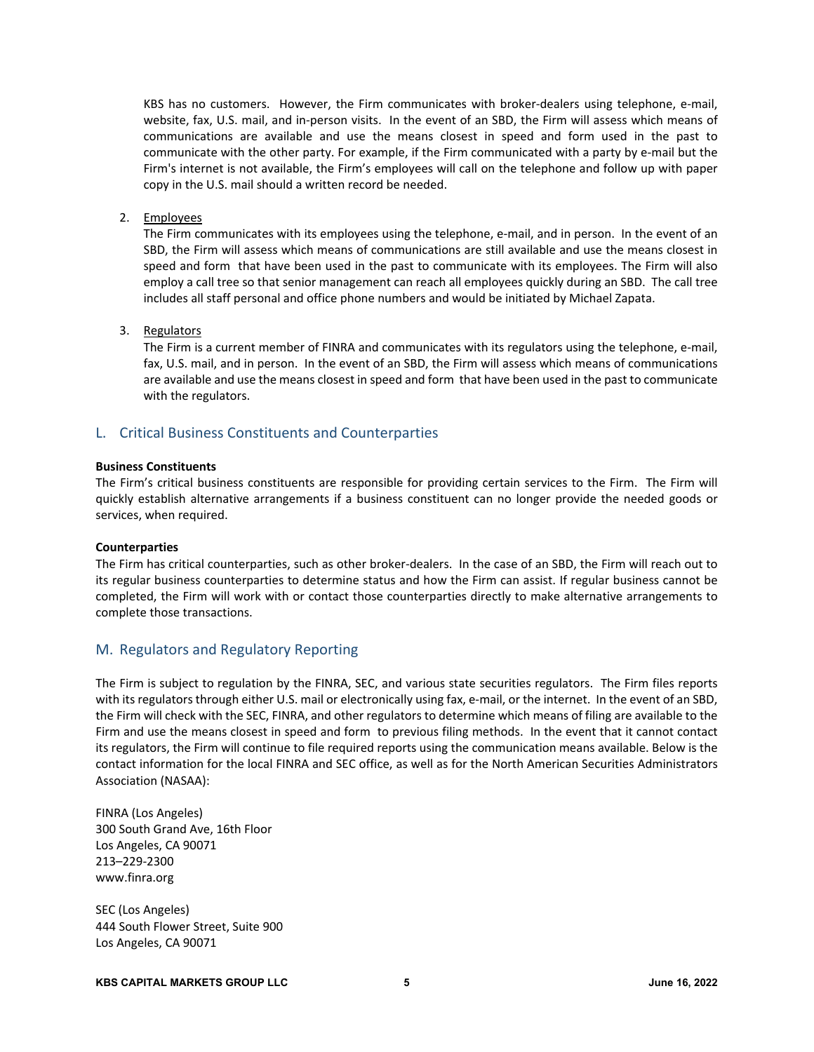KBS has no customers. However, the Firm communicates with broker-dealers using telephone, e-mail, website, fax, U.S. mail, and in-person visits. In the event of an SBD, the Firm will assess which means of communications are available and use the means closest in speed and form used in the past to communicate with the other party. For example, if the Firm communicated with a party by e-mail but the Firm's internet is not available, the Firm's employees will call on the telephone and follow up with paper copy in the U.S. mail should a written record be needed.

2. Employees

   The Firm communicates with its employees using the telephone, e-mail, and in person. In the event of an SBD, the Firm will assess which means of communications are still available and use the means closest in speed and form that have been used in the past to communicate with its employees. The Firm will also employ a call tree so that senior management can reach all employees quickly during an SBD. The call tree includes all staff personal and office phone numbers and would be initiated by Michael Zapata.

3. Regulators

   The Firm is a current member of FINRA and communicates with its regulators using the telephone, e-mail, fax, U.S. mail, and in person. In the event of an SBD, the Firm will assess which means of communications are available and use the means closest in speed and form that have been used in the past to communicate with the regulators.

## L. Critical Business Constituents and Counterparties

**Business Constituents**

The Firm's critical business constituents are responsible for providing certain services to the Firm. The Firm will quickly establish alternative arrangements if a business constituent can no longer provide the needed goods or services, when required.

**Counterparties**

The Firm has critical counterparties, such as other broker-dealers. In the case of an SBD, the Firm will reach out to its regular business counterparties to determine status and how the Firm can assist. If regular business cannot be completed, the Firm will work with or contact those counterparties directly to make alternative arrangements to complete those transactions.

## M. Regulators and Regulatory Reporting

The Firm is subject to regulation by the FINRA, SEC, and various state securities regulators. The Firm files reports with its regulators through either U.S. mail or electronically using fax, e-mail, or the internet. In the event of an SBD, the Firm will check with the SEC, FINRA, and other regulators to determine which means of filing are available to the Firm and use the means closest in speed and form to previous filing methods. In the event that it cannot contact its regulators, the Firm will continue to file required reports using the communication means available. Below is the contact information for the local FINRA and SEC office, as well as for the North American Securities Administrators Association (NASAA):

FINRA (Los Angeles)
300 South Grand Ave, 16th Floor
Los Angeles, CA 90071
213–229-2300
www.finra.org

SEC (Los Angeles)
444 South Flower Street, Suite 900
Los Angeles, CA 90071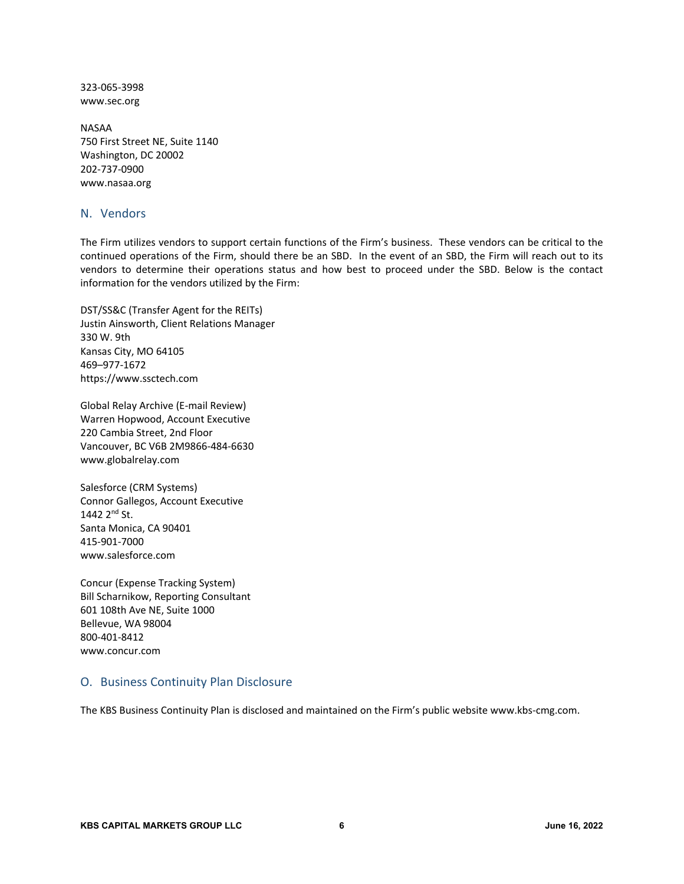323-065-3998
www.sec.org

NASAA
750 First Street NE, Suite 1140
Washington, DC 20002
202-737-0900
www.nasaa.org

## N. Vendors

The Firm utilizes vendors to support certain functions of the Firm's business. These vendors can be critical to the continued operations of the Firm, should there be an SBD. In the event of an SBD, the Firm will reach out to its vendors to determine their operations status and how best to proceed under the SBD. Below is the contact information for the vendors utilized by the Firm:

DST/SS&C (Transfer Agent for the REITs)
Justin Ainsworth, Client Relations Manager
330 W. 9th
Kansas City, MO 64105
469–977-1672
https://www.ssctech.com

Global Relay Archive (E-mail Review)
Warren Hopwood, Account Executive
220 Cambia Street, 2nd Floor
Vancouver, BC V6B 2M9866-484-6630
www.globalrelay.com

Salesforce (CRM Systems)
Connor Gallegos, Account Executive
1442 2nd St.
Santa Monica, CA 90401
415-901-7000
www.salesforce.com

Concur (Expense Tracking System)
Bill Scharnikow, Reporting Consultant
601 108th Ave NE, Suite 1000
Bellevue, WA 98004
800-401-8412
www.concur.com

## O. Business Continuity Plan Disclosure

The KBS Business Continuity Plan is disclosed and maintained on the Firm's public website www.kbs-cmg.com.